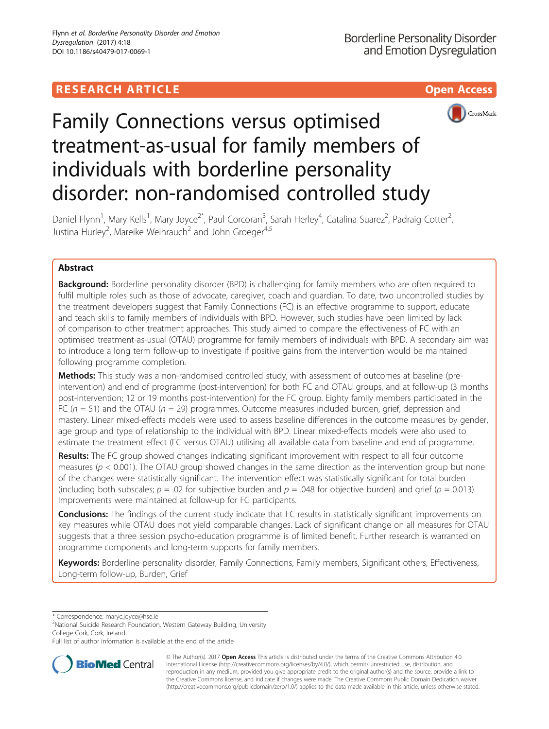RESEARCH ARTICLE

Open Access

# Family Connections versus optimised treatment-as-usual for family members of individuals with borderline personality disorder: non-randomised controlled study

Daniel Flynn[1], Mary Kells[1], Mary Joyce[2*], Paul Corcoran[3], Sarah Herley[4], Catalina Suarez[2], Padraig Cotter[2], Justina Hurley[2], Mareike Weihrauch[2] and John Groeger[4,5]

## Abstract

**Background:** Borderline personality disorder (BPD) is challenging for family members who are often required to fulfil multiple roles such as those of advocate, caregiver, coach and guardian. To date, two uncontrolled studies by the treatment developers suggest that Family Connections (FC) is an effective programme to support, educate and teach skills to family members of individuals with BPD. However, such studies have been limited by lack of comparison to other treatment approaches. This study aimed to compare the effectiveness of FC with an optimised treatment-as-usual (OTAU) programme for family members of individuals with BPD. A secondary aim was to introduce a long term follow-up to investigate if positive gains from the intervention would be maintained following programme completion.

**Methods:** This study was a non-randomised controlled study, with assessment of outcomes at baseline (pre-intervention) and end of programme (post-intervention) for both FC and OTAU groups, and at follow-up (3 months post-intervention; 12 or 19 months post-intervention) for the FC group. Eighty family members participated in the FC ($n = 51$) and the OTAU ($n = 29$) programmes. Outcome measures included burden, grief, depression and mastery. Linear mixed-effects models were used to assess baseline differences in the outcome measures by gender, age group and type of relationship to the individual with BPD. Linear mixed-effects models were also used to estimate the treatment effect (FC versus OTAU) utilising all available data from baseline and end of programme.

**Results:** The FC group showed changes indicating significant improvement with respect to all four outcome measures ($p < 0.001$). The OTAU group showed changes in the same direction as the intervention group but none of the changes were statistically significant. The intervention effect was statistically significant for total burden (including both subscales; $p = .02$ for subjective burden and $p = .048$ for objective burden) and grief ($p = 0.013$). Improvements were maintained at follow-up for FC participants.

**Conclusions:** The findings of the current study indicate that FC results in statistically significant improvements on key measures while OTAU does not yield comparable changes. Lack of significant change on all measures for OTAU suggests that a three session psycho-education programme is of limited benefit. Further research is warranted on programme components and long-term supports for family members.

**Keywords:** Borderline personality disorder, Family Connections, Family members, Significant others, Effectiveness, Long-term follow-up, Burden, Grief

---

\* Correspondence: maryc.joyce@hse.ie

[2]National Suicide Research Foundation, Western Gateway Building, University College Cork, Cork, Ireland

Full list of author information is available at the end of the article

© The Author(s). 2017 **Open Access** This article is distributed under the terms of the Creative Commons Attribution 4.0 International License (http://creativecommons.org/licenses/by/4.0/), which permits unrestricted use, distribution, and reproduction in any medium, provided you give appropriate credit to the original author(s) and the source, provide a link to the Creative Commons license, and indicate if changes were made. The Creative Commons Public Domain Dedication waiver (http://creativecommons.org/publicdomain/zero/1.0/) applies to the data made available in this article, unless otherwise stated.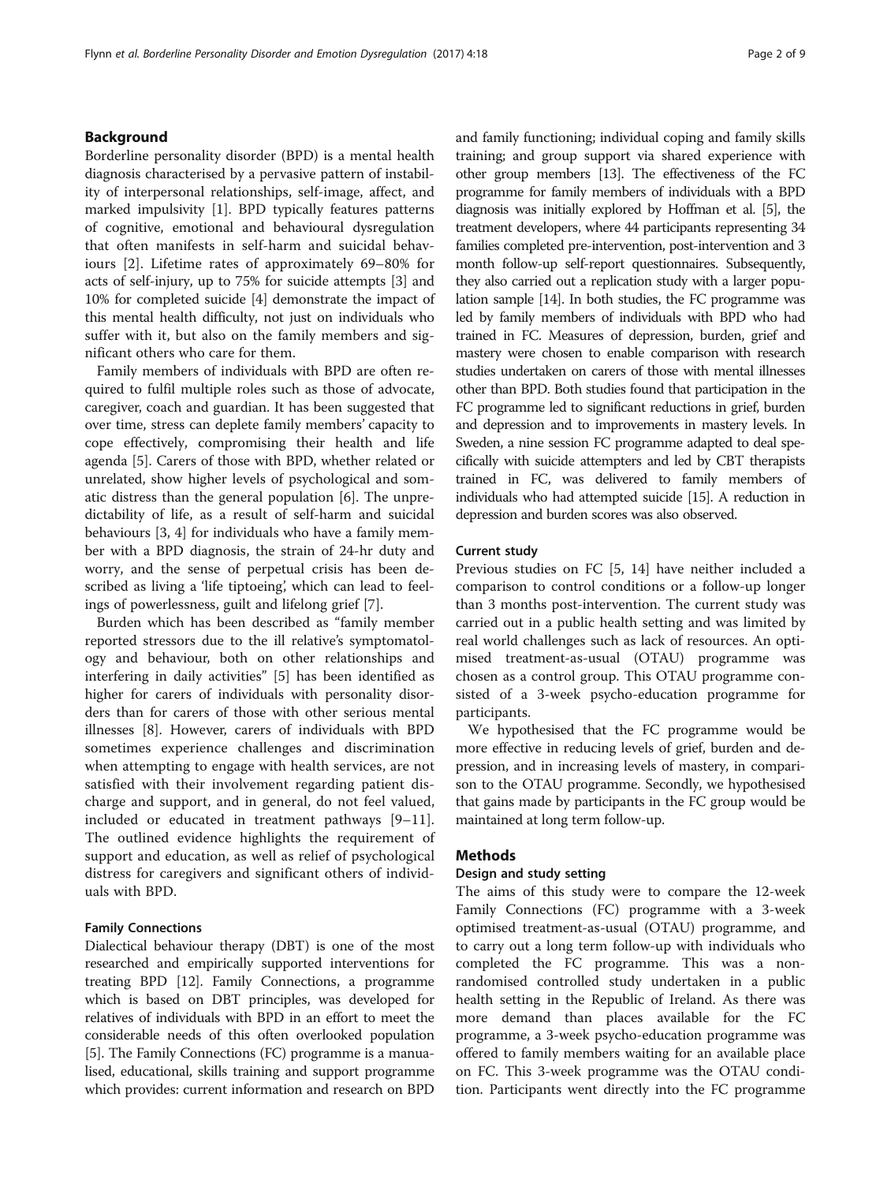## Background

Borderline personality disorder (BPD) is a mental health diagnosis characterised by a pervasive pattern of instability of interpersonal relationships, self-image, affect, and marked impulsivity [1]. BPD typically features patterns of cognitive, emotional and behavioural dysregulation that often manifests in self-harm and suicidal behaviours [2]. Lifetime rates of approximately 69–80% for acts of self-injury, up to 75% for suicide attempts [3] and 10% for completed suicide [4] demonstrate the impact of this mental health difficulty, not just on individuals who suffer with it, but also on the family members and significant others who care for them.

Family members of individuals with BPD are often required to fulfil multiple roles such as those of advocate, caregiver, coach and guardian. It has been suggested that over time, stress can deplete family members' capacity to cope effectively, compromising their health and life agenda [5]. Carers of those with BPD, whether related or unrelated, show higher levels of psychological and somatic distress than the general population [6]. The unpredictability of life, as a result of self-harm and suicidal behaviours [3, 4] for individuals who have a family member with a BPD diagnosis, the strain of 24-hr duty and worry, and the sense of perpetual crisis has been described as living a 'life tiptoeing', which can lead to feelings of powerlessness, guilt and lifelong grief [7].

Burden which has been described as "family member reported stressors due to the ill relative's symptomatology and behaviour, both on other relationships and interfering in daily activities" [5] has been identified as higher for carers of individuals with personality disorders than for carers of those with other serious mental illnesses [8]. However, carers of individuals with BPD sometimes experience challenges and discrimination when attempting to engage with health services, are not satisfied with their involvement regarding patient discharge and support, and in general, do not feel valued, included or educated in treatment pathways [9–11]. The outlined evidence highlights the requirement of support and education, as well as relief of psychological distress for caregivers and significant others of individuals with BPD.

### Family Connections

Dialectical behaviour therapy (DBT) is one of the most researched and empirically supported interventions for treating BPD [12]. Family Connections, a programme which is based on DBT principles, was developed for relatives of individuals with BPD in an effort to meet the considerable needs of this often overlooked population [5]. The Family Connections (FC) programme is a manualised, educational, skills training and support programme which provides: current information and research on BPD and family functioning; individual coping and family skills training; and group support via shared experience with other group members [13]. The effectiveness of the FC programme for family members of individuals with a BPD diagnosis was initially explored by Hoffman et al. [5], the treatment developers, where 44 participants representing 34 families completed pre-intervention, post-intervention and 3 month follow-up self-report questionnaires. Subsequently, they also carried out a replication study with a larger population sample [14]. In both studies, the FC programme was led by family members of individuals with BPD who had trained in FC. Measures of depression, burden, grief and mastery were chosen to enable comparison with research studies undertaken on carers of those with mental illnesses other than BPD. Both studies found that participation in the FC programme led to significant reductions in grief, burden and depression and to improvements in mastery levels. In Sweden, a nine session FC programme adapted to deal specifically with suicide attempters and led by CBT therapists trained in FC, was delivered to family members of individuals who had attempted suicide [15]. A reduction in depression and burden scores was also observed.

### Current study

Previous studies on FC [5, 14] have neither included a comparison to control conditions or a follow-up longer than 3 months post-intervention. The current study was carried out in a public health setting and was limited by real world challenges such as lack of resources. An optimised treatment-as-usual (OTAU) programme was chosen as a control group. This OTAU programme consisted of a 3-week psycho-education programme for participants.

We hypothesised that the FC programme would be more effective in reducing levels of grief, burden and depression, and in increasing levels of mastery, in comparison to the OTAU programme. Secondly, we hypothesised that gains made by participants in the FC group would be maintained at long term follow-up.

## Methods

### Design and study setting

The aims of this study were to compare the 12-week Family Connections (FC) programme with a 3-week optimised treatment-as-usual (OTAU) programme, and to carry out a long term follow-up with individuals who completed the FC programme. This was a non-randomised controlled study undertaken in a public health setting in the Republic of Ireland. As there was more demand than places available for the FC programme, a 3-week psycho-education programme was offered to family members waiting for an available place on FC. This 3-week programme was the OTAU condition. Participants went directly into the FC programme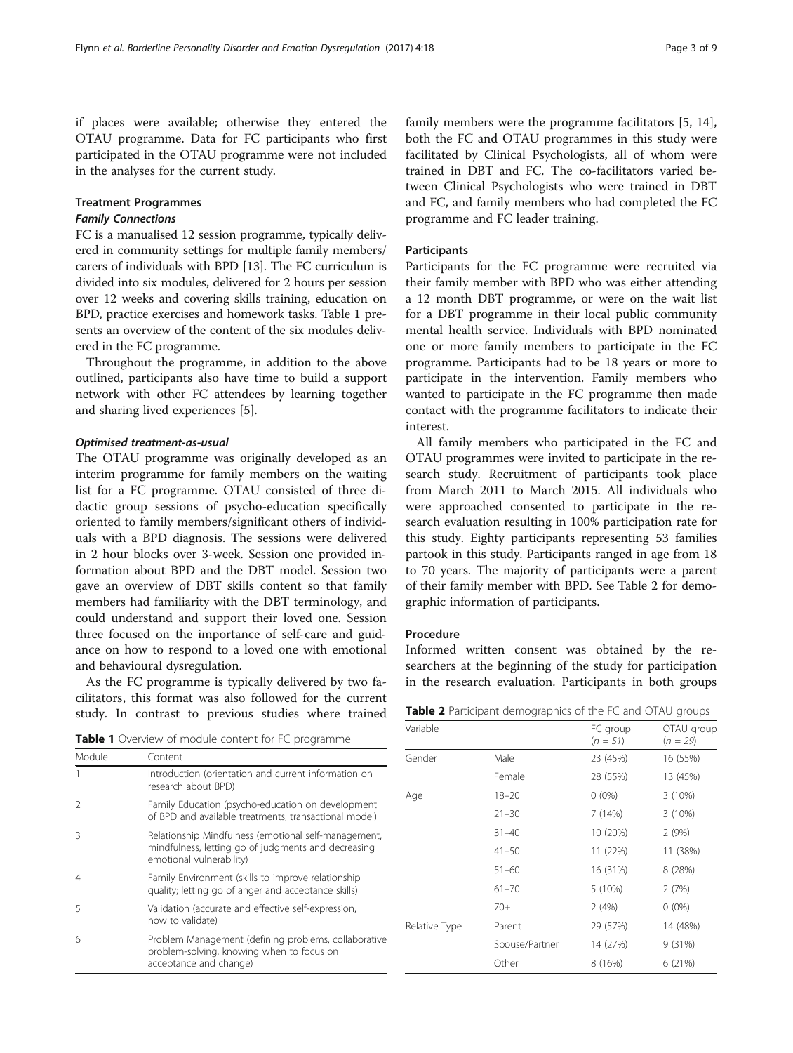if places were available; otherwise they entered the OTAU programme. Data for FC participants who first participated in the OTAU programme were not included in the analyses for the current study.

### Treatment Programmes

#### *Family Connections*

FC is a manualised 12 session programme, typically delivered in community settings for multiple family members/carers of individuals with BPD [13]. The FC curriculum is divided into six modules, delivered for 2 hours per session over 12 weeks and covering skills training, education on BPD, practice exercises and homework tasks. Table 1 presents an overview of the content of the six modules delivered in the FC programme.

Throughout the programme, in addition to the above outlined, participants also have time to build a support network with other FC attendees by learning together and sharing lived experiences [5].

#### *Optimised treatment-as-usual*

The OTAU programme was originally developed as an interim programme for family members on the waiting list for a FC programme. OTAU consisted of three didactic group sessions of psycho-education specifically oriented to family members/significant others of individuals with a BPD diagnosis. The sessions were delivered in 2 hour blocks over 3-week. Session one provided information about BPD and the DBT model. Session two gave an overview of DBT skills content so that family members had familiarity with the DBT terminology, and could understand and support their loved one. Session three focused on the importance of self-care and guidance on how to respond to a loved one with emotional and behavioural dysregulation.

As the FC programme is typically delivered by two facilitators, this format was also followed for the current study. In contrast to previous studies where trained family members were the programme facilitators [5, 14], both the FC and OTAU programmes in this study were facilitated by Clinical Psychologists, all of whom were trained in DBT and FC. The co-facilitators varied between Clinical Psychologists who were trained in DBT and FC, and family members who had completed the FC programme and FC leader training.

**Table 1** Overview of module content for FC programme

| Module | Content |
|---|---|
| 1 | Introduction (orientation and current information on research about BPD) |
| 2 | Family Education (psycho-education on development of BPD and available treatments, transactional model) |
| 3 | Relationship Mindfulness (emotional self-management, mindfulness, letting go of judgments and decreasing emotional vulnerability) |
| 4 | Family Environment (skills to improve relationship quality; letting go of anger and acceptance skills) |
| 5 | Validation (accurate and effective self-expression, how to validate) |
| 6 | Problem Management (defining problems, collaborative problem-solving, knowing when to focus on acceptance and change) |

### Participants

Participants for the FC programme were recruited via their family member with BPD who was either attending a 12 month DBT programme, or were on the wait list for a DBT programme in their local public community mental health service. Individuals with BPD nominated one or more family members to participate in the FC programme. Participants had to be 18 years or more to participate in the intervention. Family members who wanted to participate in the FC programme then made contact with the programme facilitators to indicate their interest.

All family members who participated in the FC and OTAU programmes were invited to participate in the research study. Recruitment of participants took place from March 2011 to March 2015. All individuals who were approached consented to participate in the research evaluation resulting in 100% participation rate for this study. Eighty participants representing 53 families partook in this study. Participants ranged in age from 18 to 70 years. The majority of participants were a parent of their family member with BPD. See Table 2 for demographic information of participants.

### Procedure

Informed written consent was obtained by the researchers at the beginning of the study for participation in the research evaluation. Participants in both groups

**Table 2** Participant demographics of the FC and OTAU groups

| Variable | | FC group ($n = 51$) | OTAU group ($n = 29$) |
|---|---|---|---|
| Gender | Male | 23 (45%) | 16 (55%) |
| | Female | 28 (55%) | 13 (45%) |
| Age | 18–20 | 0 (0%) | 3 (10%) |
| | 21–30 | 7 (14%) | 3 (10%) |
| | 31–40 | 10 (20%) | 2 (9%) |
| | 41–50 | 11 (22%) | 11 (38%) |
| | 51–60 | 16 (31%) | 8 (28%) |
| | 61–70 | 5 (10%) | 2 (7%) |
| | 70+ | 2 (4%) | 0 (0%) |
| Relative Type | Parent | 29 (57%) | 14 (48%) |
| | Spouse/Partner | 14 (27%) | 9 (31%) |
| | Other | 8 (16%) | 6 (21%) |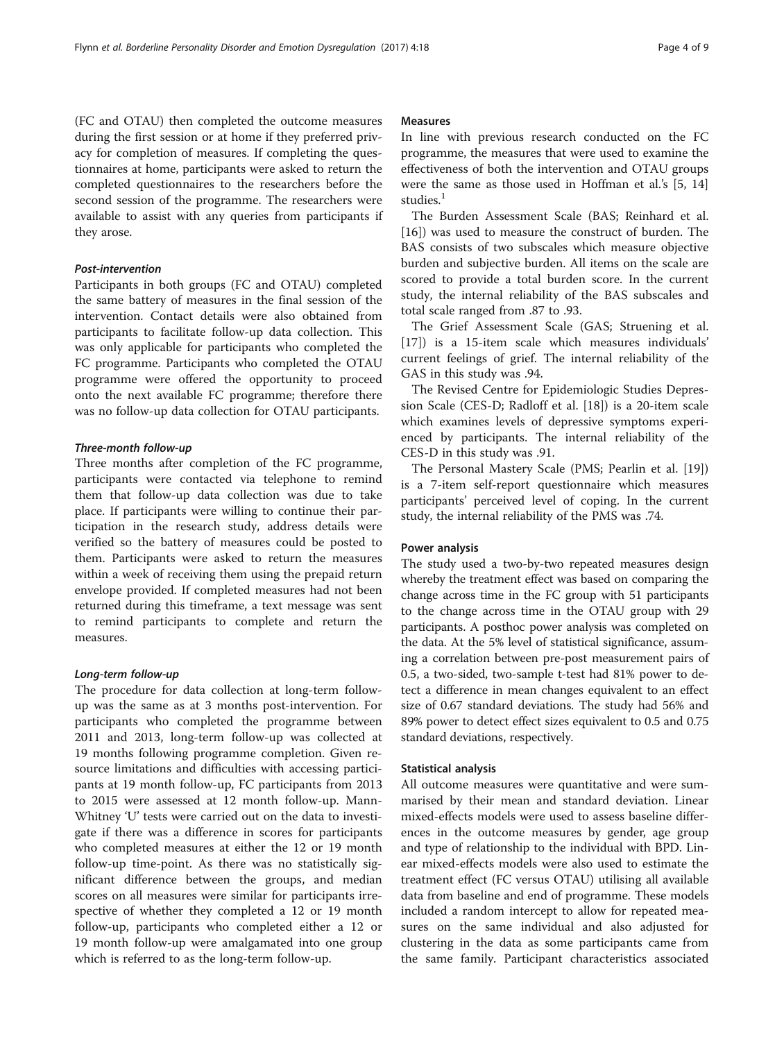(FC and OTAU) then completed the outcome measures during the first session or at home if they preferred privacy for completion of measures. If completing the questionnaires at home, participants were asked to return the completed questionnaires to the researchers before the second session of the programme. The researchers were available to assist with any queries from participants if they arose.

#### *Post-intervention*

Participants in both groups (FC and OTAU) completed the same battery of measures in the final session of the intervention. Contact details were also obtained from participants to facilitate follow-up data collection. This was only applicable for participants who completed the FC programme. Participants who completed the OTAU programme were offered the opportunity to proceed onto the next available FC programme; therefore there was no follow-up data collection for OTAU participants.

#### *Three-month follow-up*

Three months after completion of the FC programme, participants were contacted via telephone to remind them that follow-up data collection was due to take place. If participants were willing to continue their participation in the research study, address details were verified so the battery of measures could be posted to them. Participants were asked to return the measures within a week of receiving them using the prepaid return envelope provided. If completed measures had not been returned during this timeframe, a text message was sent to remind participants to complete and return the measures.

#### *Long-term follow-up*

The procedure for data collection at long-term follow-up was the same as at 3 months post-intervention. For participants who completed the programme between 2011 and 2013, long-term follow-up was collected at 19 months following programme completion. Given resource limitations and difficulties with accessing participants at 19 month follow-up, FC participants from 2013 to 2015 were assessed at 12 month follow-up. Mann-Whitney 'U' tests were carried out on the data to investigate if there was a difference in scores for participants who completed measures at either the 12 or 19 month follow-up time-point. As there was no statistically significant difference between the groups, and median scores on all measures were similar for participants irrespective of whether they completed a 12 or 19 month follow-up, participants who completed either a 12 or 19 month follow-up were amalgamated into one group which is referred to as the long-term follow-up.

### Measures

In line with previous research conducted on the FC programme, the measures that were used to examine the effectiveness of both the intervention and OTAU groups were the same as those used in Hoffman et al.'s [5, 14] studies.[1]

The Burden Assessment Scale (BAS; Reinhard et al. [16]) was used to measure the construct of burden. The BAS consists of two subscales which measure objective burden and subjective burden. All items on the scale are scored to provide a total burden score. In the current study, the internal reliability of the BAS subscales and total scale ranged from .87 to .93.

The Grief Assessment Scale (GAS; Struening et al. [17]) is a 15-item scale which measures individuals' current feelings of grief. The internal reliability of the GAS in this study was .94.

The Revised Centre for Epidemiologic Studies Depression Scale (CES-D; Radloff et al. [18]) is a 20-item scale which examines levels of depressive symptoms experienced by participants. The internal reliability of the CES-D in this study was .91.

The Personal Mastery Scale (PMS; Pearlin et al. [19]) is a 7-item self-report questionnaire which measures participants' perceived level of coping. In the current study, the internal reliability of the PMS was .74.

### Power analysis

The study used a two-by-two repeated measures design whereby the treatment effect was based on comparing the change across time in the FC group with 51 participants to the change across time in the OTAU group with 29 participants. A posthoc power analysis was completed on the data. At the 5% level of statistical significance, assuming a correlation between pre-post measurement pairs of 0.5, a two-sided, two-sample t-test had 81% power to detect a difference in mean changes equivalent to an effect size of 0.67 standard deviations. The study had 56% and 89% power to detect effect sizes equivalent to 0.5 and 0.75 standard deviations, respectively.

### Statistical analysis

All outcome measures were quantitative and were summarised by their mean and standard deviation. Linear mixed-effects models were used to assess baseline differences in the outcome measures by gender, age group and type of relationship to the individual with BPD. Linear mixed-effects models were also used to estimate the treatment effect (FC versus OTAU) utilising all available data from baseline and end of programme. These models included a random intercept to allow for repeated measures on the same individual and also adjusted for clustering in the data as some participants came from the same family. Participant characteristics associated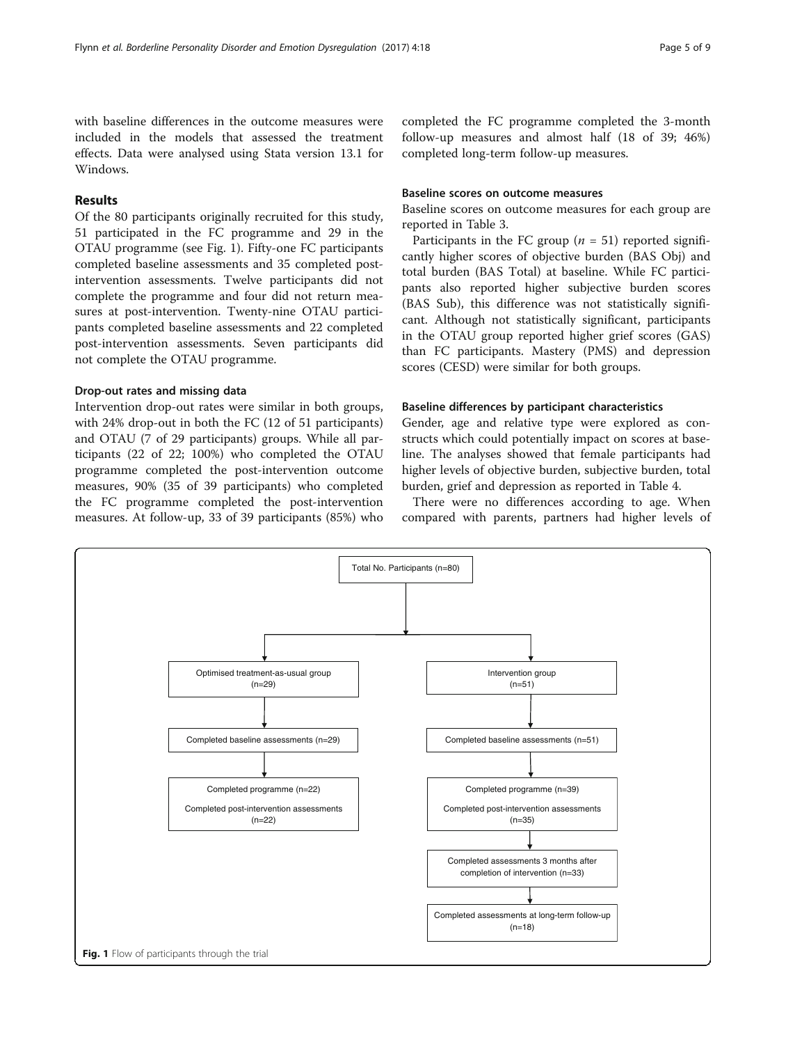with baseline differences in the outcome measures were included in the models that assessed the treatment effects. Data were analysed using Stata version 13.1 for Windows.

## Results

Of the 80 participants originally recruited for this study, 51 participated in the FC programme and 29 in the OTAU programme (see Fig. 1). Fifty-one FC participants completed baseline assessments and 35 completed post-intervention assessments. Twelve participants did not complete the programme and four did not return measures at post-intervention. Twenty-nine OTAU participants completed baseline assessments and 22 completed post-intervention assessments. Seven participants did not complete the OTAU programme.

### Drop-out rates and missing data

Intervention drop-out rates were similar in both groups, with 24% drop-out in both the FC (12 of 51 participants) and OTAU (7 of 29 participants) groups. While all participants (22 of 22; 100%) who completed the OTAU programme completed the post-intervention outcome measures, 90% (35 of 39 participants) who completed the FC programme completed the post-intervention measures. At follow-up, 33 of 39 participants (85%) who completed the FC programme completed the 3-month follow-up measures and almost half (18 of 39; 46%) completed long-term follow-up measures.

### Baseline scores on outcome measures

Baseline scores on outcome measures for each group are reported in Table 3.

Participants in the FC group (*n* = 51) reported significantly higher scores of objective burden (BAS Obj) and total burden (BAS Total) at baseline. While FC participants also reported higher subjective burden scores (BAS Sub), this difference was not statistically significant. Although not statistically significant, participants in the OTAU group reported higher grief scores (GAS) than FC participants. Mastery (PMS) and depression scores (CESD) were similar for both groups.

### Baseline differences by participant characteristics

Gender, age and relative type were explored as constructs which could potentially impact on scores at baseline. The analyses showed that female participants had higher levels of objective burden, subjective burden, total burden, grief and depression as reported in Table 4.

There were no differences according to age. When compared with parents, partners had higher levels of

Total No. Participants (n=80)

- Optimised treatment-as-usual group (n=29)
  - Completed baseline assessments (n=29)
  - Completed programme (n=22); Completed post-intervention assessments (n=22)
- Intervention group (n=51)
  - Completed baseline assessments (n=51)
  - Completed programme (n=39); Completed post-intervention assessments (n=35)
  - Completed assessments 3 months after completion of intervention (n=33)
  - Completed assessments at long-term follow-up (n=18)

**Fig. 1** Flow of participants through the trial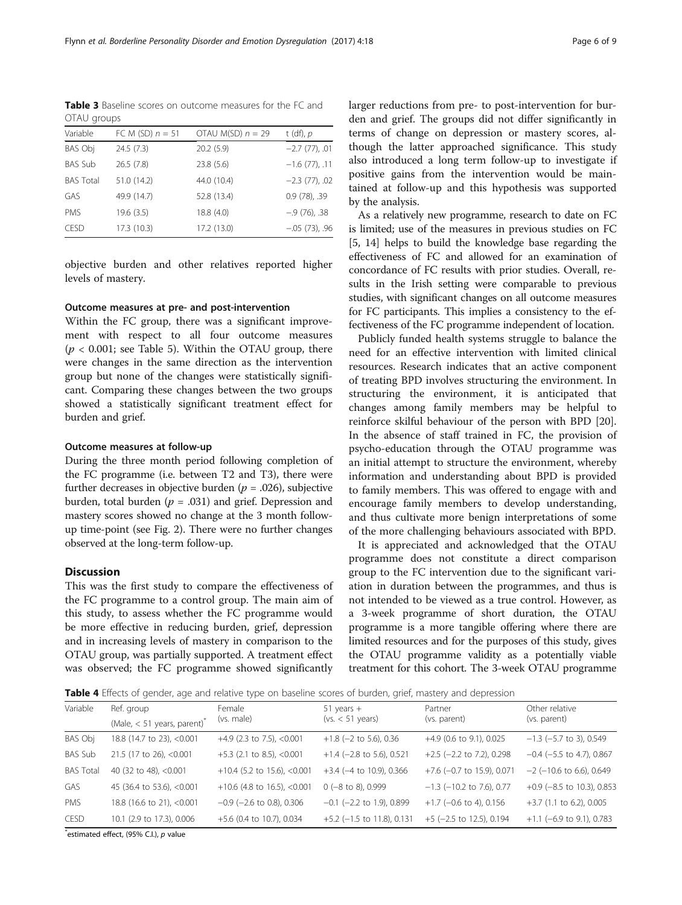**Table 3** Baseline scores on outcome measures for the FC and OTAU groups

| Variable | FC M (SD) $n = 51$ | OTAU M(SD) $n = 29$ | t (df), $p$ |
|---|---|---|---|
| BAS Obj | 24.5 (7.3) | 20.2 (5.9) | −2.7 (77), .01 |
| BAS Sub | 26.5 (7.8) | 23.8 (5.6) | −1.6 (77), .11 |
| BAS Total | 51.0 (14.2) | 44.0 (10.4) | −2.3 (77), .02 |
| GAS | 49.9 (14.7) | 52.8 (13.4) | 0.9 (78), .39 |
| PMS | 19.6 (3.5) | 18.8 (4.0) | −.9 (76), .38 |
| CESD | 17.3 (10.3) | 17.2 (13.0) | −.05 (73), .96 |

objective burden and other relatives reported higher levels of mastery.

### Outcome measures at pre- and post-intervention

Within the FC group, there was a significant improvement with respect to all four outcome measures ($p < 0.001$; see Table 5). Within the OTAU group, there were changes in the same direction as the intervention group but none of the changes were statistically significant. Comparing these changes between the two groups showed a statistically significant treatment effect for burden and grief.

### Outcome measures at follow-up

During the three month period following completion of the FC programme (i.e. between T2 and T3), there were further decreases in objective burden ($p = .026$), subjective burden, total burden ($p = .031$) and grief. Depression and mastery scores showed no change at the 3 month follow-up time-point (see Fig. 2). There were no further changes observed at the long-term follow-up.

## Discussion

This was the first study to compare the effectiveness of the FC programme to a control group. The main aim of this study, to assess whether the FC programme would be more effective in reducing burden, grief, depression and in increasing levels of mastery in comparison to the OTAU group, was partially supported. A treatment effect was observed; the FC programme showed significantly larger reductions from pre- to post-intervention for burden and grief. The groups did not differ significantly in terms of change on depression or mastery scores, although the latter approached significance. This study also introduced a long term follow-up to investigate if positive gains from the intervention would be maintained at follow-up and this hypothesis was supported by the analysis.

As a relatively new programme, research to date on FC is limited; use of the measures in previous studies on FC [5, 14] helps to build the knowledge base regarding the effectiveness of FC and allowed for an examination of concordance of FC results with prior studies. Overall, results in the Irish setting were comparable to previous studies, with significant changes on all outcome measures for FC participants. This implies a consistency to the effectiveness of the FC programme independent of location.

Publicly funded health systems struggle to balance the need for an effective intervention with limited clinical resources. Research indicates that an active component of treating BPD involves structuring the environment. In structuring the environment, it is anticipated that changes among family members may be helpful to reinforce skilful behaviour of the person with BPD [20]. In the absence of staff trained in FC, the provision of psycho-education through the OTAU programme was an initial attempt to structure the environment, whereby information and understanding about BPD is provided to family members. This was offered to engage with and encourage family members to develop understanding, and thus cultivate more benign interpretations of some of the more challenging behaviours associated with BPD.

It is appreciated and acknowledged that the OTAU programme does not constitute a direct comparison group to the FC intervention due to the significant variation in duration between the programmes, and thus is not intended to be viewed as a true control. However, as a 3-week programme of short duration, the OTAU programme is a more tangible offering where there are limited resources and for the purposes of this study, gives the OTAU programme validity as a potentially viable treatment for this cohort. The 3-week OTAU programme

**Table 4** Effects of gender, age and relative type on baseline scores of burden, grief, mastery and depression

| Variable | Ref. group (Male, < 51 years, parent)* | Female (vs. male) | 51 years + (vs. < 51 years) | Partner (vs. parent) | Other relative (vs. parent) |
|---|---|---|---|---|---|
| BAS Obj | 18.8 (14.7 to 23), <0.001 | +4.9 (2.3 to 7.5), <0.001 | +1.8 (−2 to 5.6), 0.36 | +4.9 (0.6 to 9.1), 0.025 | −1.3 (−5.7 to 3), 0.549 |
| BAS Sub | 21.5 (17 to 26), <0.001 | +5.3 (2.1 to 8.5), <0.001 | +1.4 (−2.8 to 5.6), 0.521 | +2.5 (−2.2 to 7.2), 0.298 | −0.4 (−5.5 to 4.7), 0.867 |
| BAS Total | 40 (32 to 48), <0.001 | +10.4 (5.2 to 15.6), <0.001 | +3.4 (−4 to 10.9), 0.366 | +7.6 (−0.7 to 15.9), 0.071 | −2 (−10.6 to 6.6), 0.649 |
| GAS | 45 (36.4 to 53.6), <0.001 | +10.6 (4.8 to 16.5), <0.001 | 0 (−8 to 8), 0.999 | −1.3 (−10.2 to 7.6), 0.77 | +0.9 (−8.5 to 10.3), 0.853 |
| PMS | 18.8 (16.6 to 21), <0.001 | −0.9 (−2.6 to 0.8), 0.306 | −0.1 (−2.2 to 1.9), 0.899 | +1.7 (−0.6 to 4), 0.156 | +3.7 (1.1 to 6.2), 0.005 |
| CESD | 10.1 (2.9 to 17.3), 0.006 | +5.6 (0.4 to 10.7), 0.034 | +5.2 (−1.5 to 11.8), 0.131 | +5 (−2.5 to 12.5), 0.194 | +1.1 (−6.9 to 9.1), 0.783 |

*estimated effect, (95% C.I.), $p$ value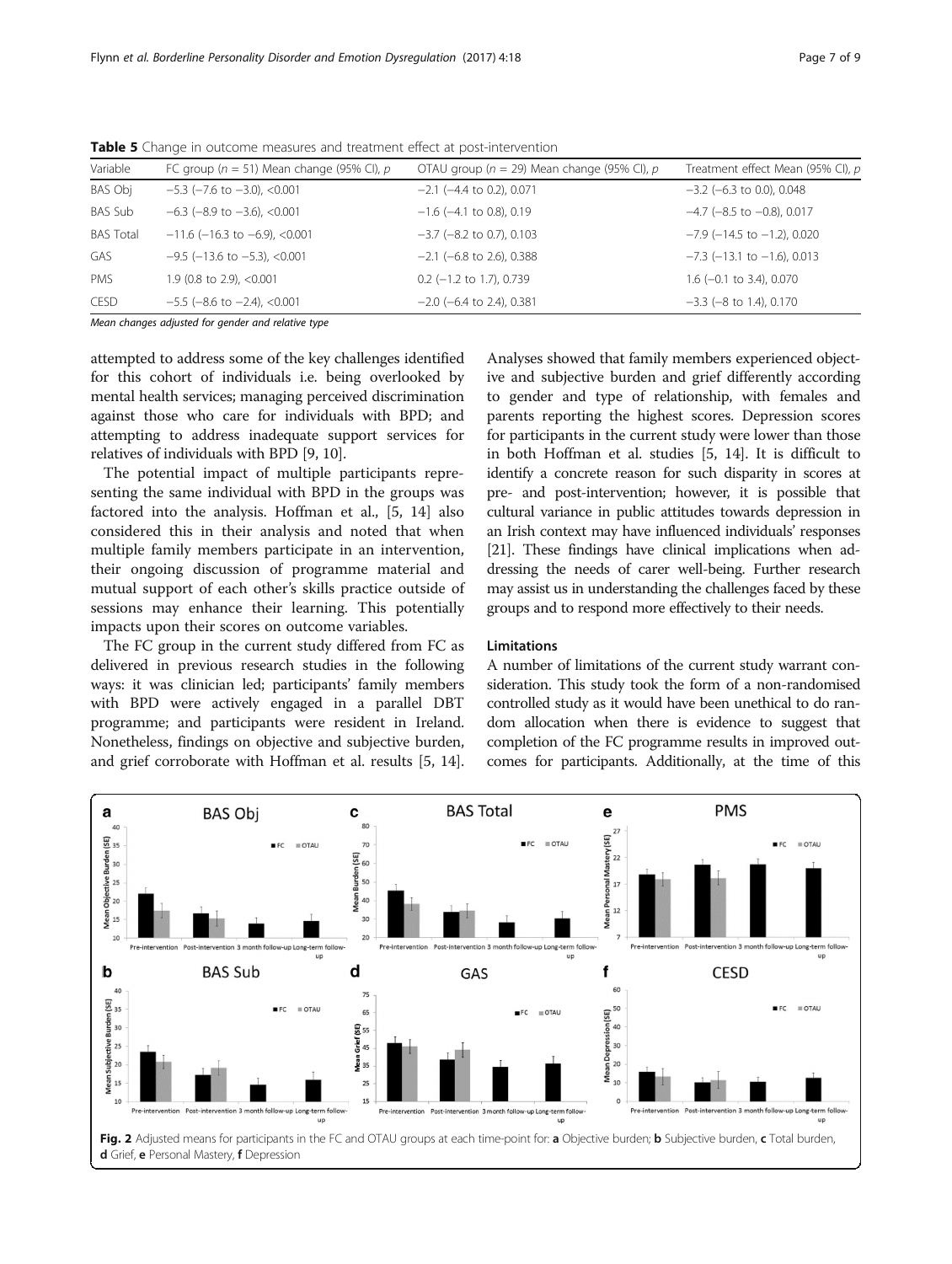**Table 5** Change in outcome measures and treatment effect at post-intervention

| Variable | FC group ($n$ = 51) Mean change (95% CI), $p$ | OTAU group ($n$ = 29) Mean change (95% CI), $p$ | Treatment effect Mean (95% CI), $p$ |
|---|---|---|---|
| BAS Obj | −5.3 (−7.6 to −3.0), <0.001 | −2.1 (−4.4 to 0.2), 0.071 | −3.2 (−6.3 to 0.0), 0.048 |
| BAS Sub | −6.3 (−8.9 to −3.6), <0.001 | −1.6 (−4.1 to 0.8), 0.19 | −4.7 (−8.5 to −0.8), 0.017 |
| BAS Total | −11.6 (−16.3 to −6.9), <0.001 | −3.7 (−8.2 to 0.7), 0.103 | −7.9 (−14.5 to −1.2), 0.020 |
| GAS | −9.5 (−13.6 to −5.3), <0.001 | −2.1 (−6.8 to 2.6), 0.388 | −7.3 (−13.1 to −1.6), 0.013 |
| PMS | 1.9 (0.8 to 2.9), <0.001 | 0.2 (−1.2 to 1.7), 0.739 | 1.6 (−0.1 to 3.4), 0.070 |
| CESD | −5.5 (−8.6 to −2.4), <0.001 | −2.0 (−6.4 to 2.4), 0.381 | −3.3 (−8 to 1.4), 0.170 |

*Mean changes adjusted for gender and relative type*

attempted to address some of the key challenges identified for this cohort of individuals i.e. being overlooked by mental health services; managing perceived discrimination against those who care for individuals with BPD; and attempting to address inadequate support services for relatives of individuals with BPD [9, 10].

The potential impact of multiple participants representing the same individual with BPD in the groups was factored into the analysis. Hoffman et al., [5, 14] also considered this in their analysis and noted that when multiple family members participate in an intervention, their ongoing discussion of programme material and mutual support of each other's skills practice outside of sessions may enhance their learning. This potentially impacts upon their scores on outcome variables.

The FC group in the current study differed from FC as delivered in previous research studies in the following ways: it was clinician led; participants' family members with BPD were actively engaged in a parallel DBT programme; and participants were resident in Ireland. Nonetheless, findings on objective and subjective burden, and grief corroborate with Hoffman et al. results [5, 14]. Analyses showed that family members experienced objective and subjective burden and grief differently according to gender and type of relationship, with females and parents reporting the highest scores. Depression scores for participants in the current study were lower than those in both Hoffman et al. studies [5, 14]. It is difficult to identify a concrete reason for such disparity in scores at pre- and post-intervention; however, it is possible that cultural variance in public attitudes towards depression in an Irish context may have influenced individuals' responses [21]. These findings have clinical implications when addressing the needs of carer well-being. Further research may assist us in understanding the challenges faced by these groups and to respond more effectively to their needs.

### Limitations

A number of limitations of the current study warrant consideration. This study took the form of a non-randomised controlled study as it would have been unethical to do random allocation when there is evidence to suggest that completion of the FC programme results in improved outcomes for participants. Additionally, at the time of this

**Fig. 2** Adjusted means for participants in the FC and OTAU groups at each time-point for: **a** Objective burden; **b** Subjective burden, **c** Total burden, **d** Grief, **e** Personal Mastery, **f** Depression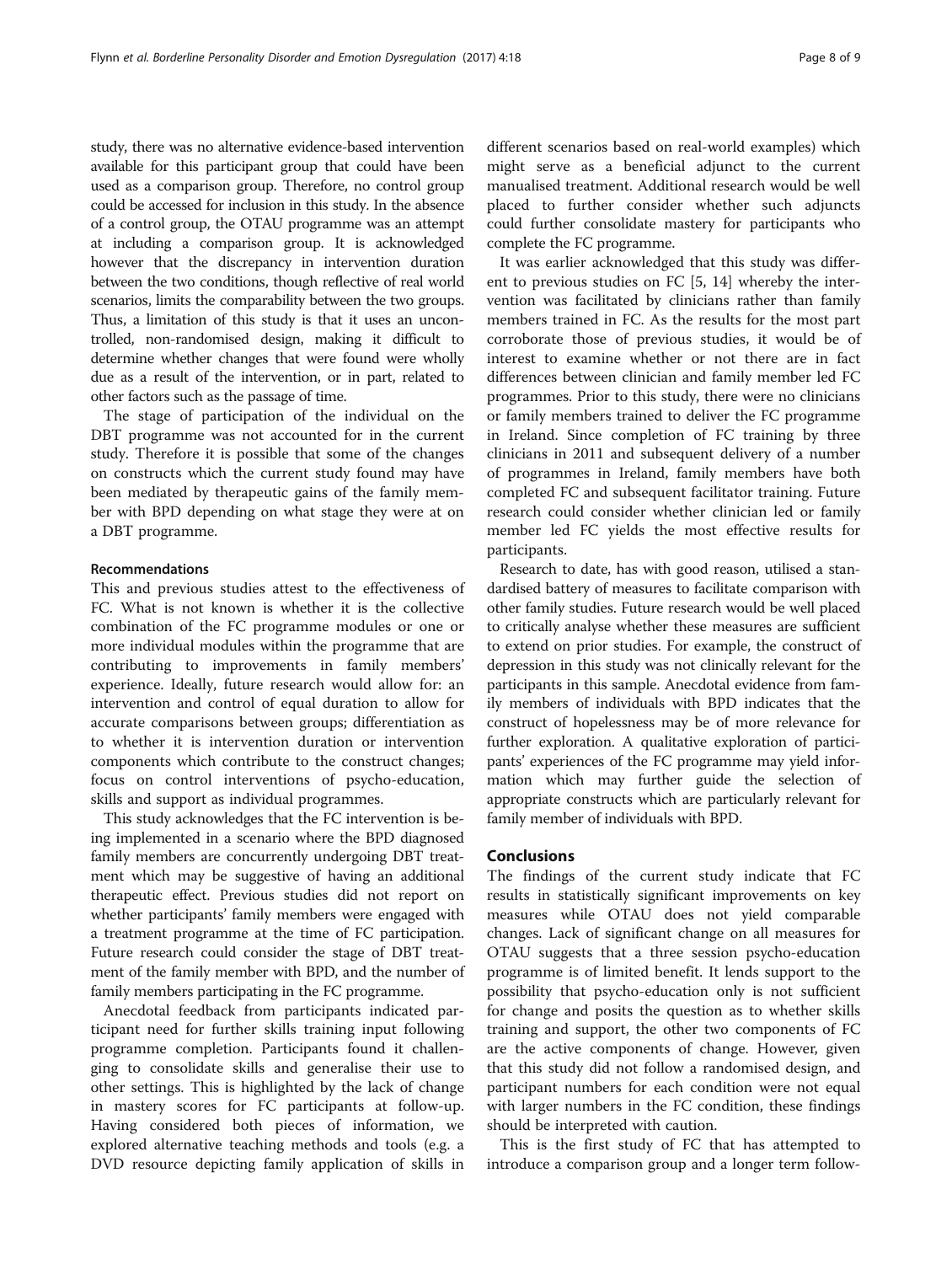study, there was no alternative evidence-based intervention available for this participant group that could have been used as a comparison group. Therefore, no control group could be accessed for inclusion in this study. In the absence of a control group, the OTAU programme was an attempt at including a comparison group. It is acknowledged however that the discrepancy in intervention duration between the two conditions, though reflective of real world scenarios, limits the comparability between the two groups. Thus, a limitation of this study is that it uses an uncontrolled, non-randomised design, making it difficult to determine whether changes that were found were wholly due as a result of the intervention, or in part, related to other factors such as the passage of time.

The stage of participation of the individual on the DBT programme was not accounted for in the current study. Therefore it is possible that some of the changes on constructs which the current study found may have been mediated by therapeutic gains of the family member with BPD depending on what stage they were at on a DBT programme.

### Recommendations

This and previous studies attest to the effectiveness of FC. What is not known is whether it is the collective combination of the FC programme modules or one or more individual modules within the programme that are contributing to improvements in family members' experience. Ideally, future research would allow for: an intervention and control of equal duration to allow for accurate comparisons between groups; differentiation as to whether it is intervention duration or intervention components which contribute to the construct changes; focus on control interventions of psycho-education, skills and support as individual programmes.

This study acknowledges that the FC intervention is being implemented in a scenario where the BPD diagnosed family members are concurrently undergoing DBT treatment which may be suggestive of having an additional therapeutic effect. Previous studies did not report on whether participants' family members were engaged with a treatment programme at the time of FC participation. Future research could consider the stage of DBT treatment of the family member with BPD, and the number of family members participating in the FC programme.

Anecdotal feedback from participants indicated participant need for further skills training input following programme completion. Participants found it challenging to consolidate skills and generalise their use to other settings. This is highlighted by the lack of change in mastery scores for FC participants at follow-up. Having considered both pieces of information, we explored alternative teaching methods and tools (e.g. a DVD resource depicting family application of skills in different scenarios based on real-world examples) which might serve as a beneficial adjunct to the current manualised treatment. Additional research would be well placed to further consider whether such adjuncts could further consolidate mastery for participants who complete the FC programme.

It was earlier acknowledged that this study was different to previous studies on FC [5, 14] whereby the intervention was facilitated by clinicians rather than family members trained in FC. As the results for the most part corroborate those of previous studies, it would be of interest to examine whether or not there are in fact differences between clinician and family member led FC programmes. Prior to this study, there were no clinicians or family members trained to deliver the FC programme in Ireland. Since completion of FC training by three clinicians in 2011 and subsequent delivery of a number of programmes in Ireland, family members have both completed FC and subsequent facilitator training. Future research could consider whether clinician led or family member led FC yields the most effective results for participants.

Research to date, has with good reason, utilised a standardised battery of measures to facilitate comparison with other family studies. Future research would be well placed to critically analyse whether these measures are sufficient to extend on prior studies. For example, the construct of depression in this study was not clinically relevant for the participants in this sample. Anecdotal evidence from family members of individuals with BPD indicates that the construct of hopelessness may be of more relevance for further exploration. A qualitative exploration of participants' experiences of the FC programme may yield information which may further guide the selection of appropriate constructs which are particularly relevant for family member of individuals with BPD.

## Conclusions

The findings of the current study indicate that FC results in statistically significant improvements on key measures while OTAU does not yield comparable changes. Lack of significant change on all measures for OTAU suggests that a three session psycho-education programme is of limited benefit. It lends support to the possibility that psycho-education only is not sufficient for change and posits the question as to whether skills training and support, the other two components of FC are the active components of change. However, given that this study did not follow a randomised design, and participant numbers for each condition were not equal with larger numbers in the FC condition, these findings should be interpreted with caution.

This is the first study of FC that has attempted to introduce a comparison group and a longer term follow-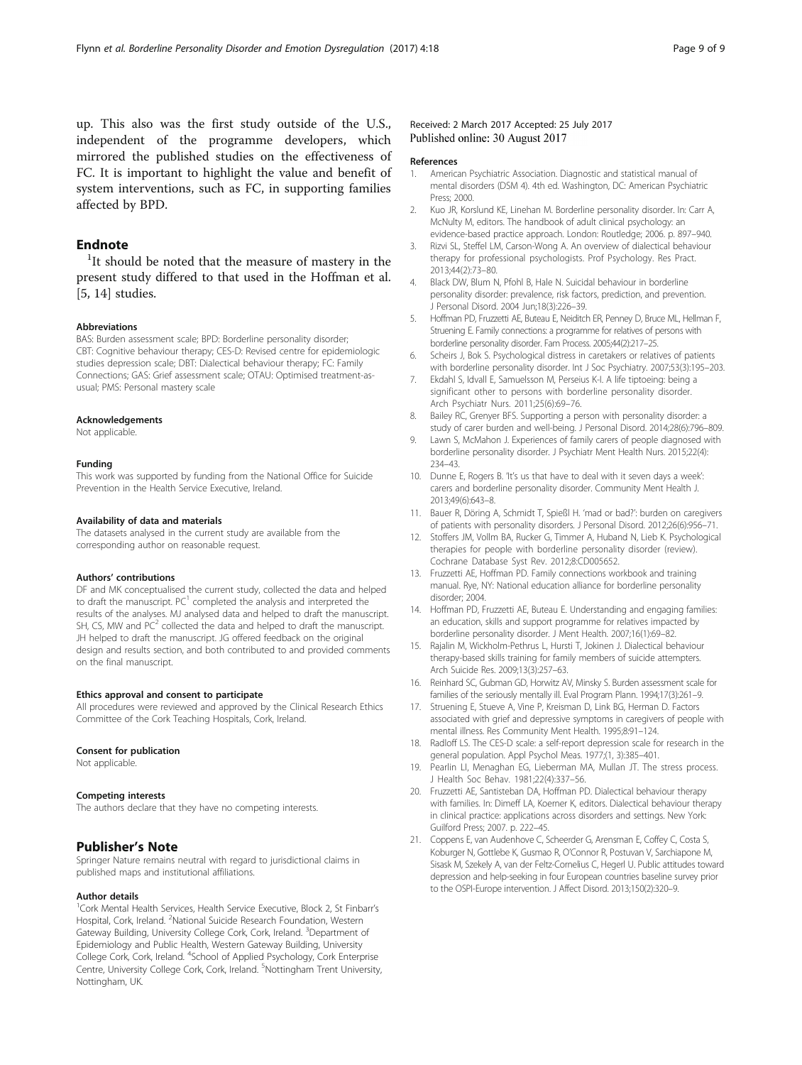up. This also was the first study outside of the U.S., independent of the programme developers, which mirrored the published studies on the effectiveness of FC. It is important to highlight the value and benefit of system interventions, such as FC, in supporting families affected by BPD.

## Endnote

[1]It should be noted that the measure of mastery in the present study differed to that used in the Hoffman et al. [5, 14] studies.

#### Abbreviations

BAS: Burden assessment scale; BPD: Borderline personality disorder; CBT: Cognitive behaviour therapy; CES-D: Revised centre for epidemiologic studies depression scale; DBT: Dialectical behaviour therapy; FC: Family Connections; GAS: Grief assessment scale; OTAU: Optimised treatment-as-usual; PMS: Personal mastery scale

#### Acknowledgements

Not applicable.

#### Funding

This work was supported by funding from the National Office for Suicide Prevention in the Health Service Executive, Ireland.

#### Availability of data and materials

The datasets analysed in the current study are available from the corresponding author on reasonable request.

#### Authors' contributions

DF and MK conceptualised the current study, collected the data and helped to draft the manuscript. PC[1] completed the analysis and interpreted the results of the analyses. MJ analysed data and helped to draft the manuscript. SH, CS, MW and PC[2] collected the data and helped to draft the manuscript. JH helped to draft the manuscript. JG offered feedback on the original design and results section, and both contributed to and provided comments on the final manuscript.

#### Ethics approval and consent to participate

All procedures were reviewed and approved by the Clinical Research Ethics Committee of the Cork Teaching Hospitals, Cork, Ireland.

#### Consent for publication

Not applicable.

#### Competing interests

The authors declare that they have no competing interests.

## Publisher's Note

Springer Nature remains neutral with regard to jurisdictional claims in published maps and institutional affiliations.

#### Author details

[1]Cork Mental Health Services, Health Service Executive, Block 2, St Finbarr's Hospital, Cork, Ireland. [2]National Suicide Research Foundation, Western Gateway Building, University College Cork, Cork, Ireland. [3]Department of Epidemiology and Public Health, Western Gateway Building, University College Cork, Cork, Ireland. [4]School of Applied Psychology, Cork Enterprise Centre, University College Cork, Cork, Ireland. [5]Nottingham Trent University, Nottingham, UK.

Received: 2 March 2017 Accepted: 25 July 2017
Published online: 30 August 2017

#### References

1. American Psychiatric Association. Diagnostic and statistical manual of mental disorders (DSM 4). 4th ed. Washington, DC: American Psychiatric Press; 2000.
2. Kuo JR, Korslund KE, Linehan M. Borderline personality disorder. In: Carr A, McNulty M, editors. The handbook of adult clinical psychology: an evidence-based practice approach. London: Routledge; 2006. p. 897–940.
3. Rizvi SL, Steffel LM, Carson-Wong A. An overview of dialectical behaviour therapy for professional psychologists. Prof Psychology. Res Pract. 2013;44(2):73–80.
4. Black DW, Blum N, Pfohl B, Hale N. Suicidal behaviour in borderline personality disorder: prevalence, risk factors, prediction, and prevention. J Personal Disord. 2004 Jun;18(3):226–39.
5. Hoffman PD, Fruzzetti AE, Buteau E, Neiditch ER, Penney D, Bruce ML, Hellman F, Struening E. Family connections: a programme for relatives of persons with borderline personality disorder. Fam Process. 2005;44(2):217–25.
6. Scheirs J, Bok S. Psychological distress in caretakers or relatives of patients with borderline personality disorder. Int J Soc Psychiatry. 2007;53(3):195–203.
7. Ekdahl S, Idvall E, Samuelsson M, Perseius K-I. A life tiptoeing: being a significant other to persons with borderline personality disorder. Arch Psychiatr Nurs. 2011;25(6):69–76.
8. Bailey RC, Grenyer BFS. Supporting a person with personality disorder: a study of carer burden and well-being. J Personal Disord. 2014;28(6):796–809.
9. Lawn S, McMahon J. Experiences of family carers of people diagnosed with borderline personality disorder. J Psychiatr Ment Health Nurs. 2015;22(4): 234–43.
10. Dunne E, Rogers B. 'It's us that have to deal with it seven days a week': carers and borderline personality disorder. Community Ment Health J. 2013;49(6):643–8.
11. Bauer R, Döring A, Schmidt T, Spießl H. 'mad or bad?': burden on caregivers of patients with personality disorders. J Personal Disord. 2012;26(6):956–71.
12. Stoffers JM, Vollm BA, Rucker G, Timmer A, Huband N, Lieb K. Psychological therapies for people with borderline personality disorder (review). Cochrane Database Syst Rev. 2012;8:CD005652.
13. Fruzzetti AE, Hoffman PD. Family connections workbook and training manual. Rye, NY: National education alliance for borderline personality disorder; 2004.
14. Hoffman PD, Fruzzetti AE, Buteau E. Understanding and engaging families: an education, skills and support programme for relatives impacted by borderline personality disorder. J Ment Health. 2007;16(1):69–82.
15. Rajalin M, Wickholm-Pethrus L, Hursti T, Jokinen J. Dialectical behaviour therapy-based skills training for family members of suicide attempters. Arch Suicide Res. 2009;13(3):257–63.
16. Reinhard SC, Gubman GD, Horwitz AV, Minsky S. Burden assessment scale for families of the seriously mentally ill. Eval Program Plann. 1994;17(3):261–9.
17. Struening E, Stueve A, Vine P, Kreisman D, Link BG, Herman D. Factors associated with grief and depressive symptoms in caregivers of people with mental illness. Res Community Ment Health. 1995;8:91–124.
18. Radloff LS. The CES-D scale: a self-report depression scale for research in the general population. Appl Psychol Meas. 1977;(1, 3):385–401.
19. Pearlin LI, Menaghan EG, Lieberman MA, Mullan JT. The stress process. J Health Soc Behav. 1981;22(4):337–56.
20. Fruzzetti AE, Santisteban DA, Hoffman PD. Dialectical behaviour therapy with families. In: Dimeff LA, Koerner K, editors. Dialectical behaviour therapy in clinical practice: applications across disorders and settings. New York: Guilford Press; 2007. p. 222–45.
21. Coppens E, van Audenhove C, Scheerder G, Arensman E, Coffey C, Costa S, Koburger N, Gottlebe K, Gusmao R, O'Connor R, Postuvan V, Sarchiapone M, Sisask M, Szekely A, van der Feltz-Cornelius C, Hegerl U. Public attitudes toward depression and help-seeking in four European countries baseline survey prior to the OSPI-Europe intervention. J Affect Disord. 2013;150(2):320–9.